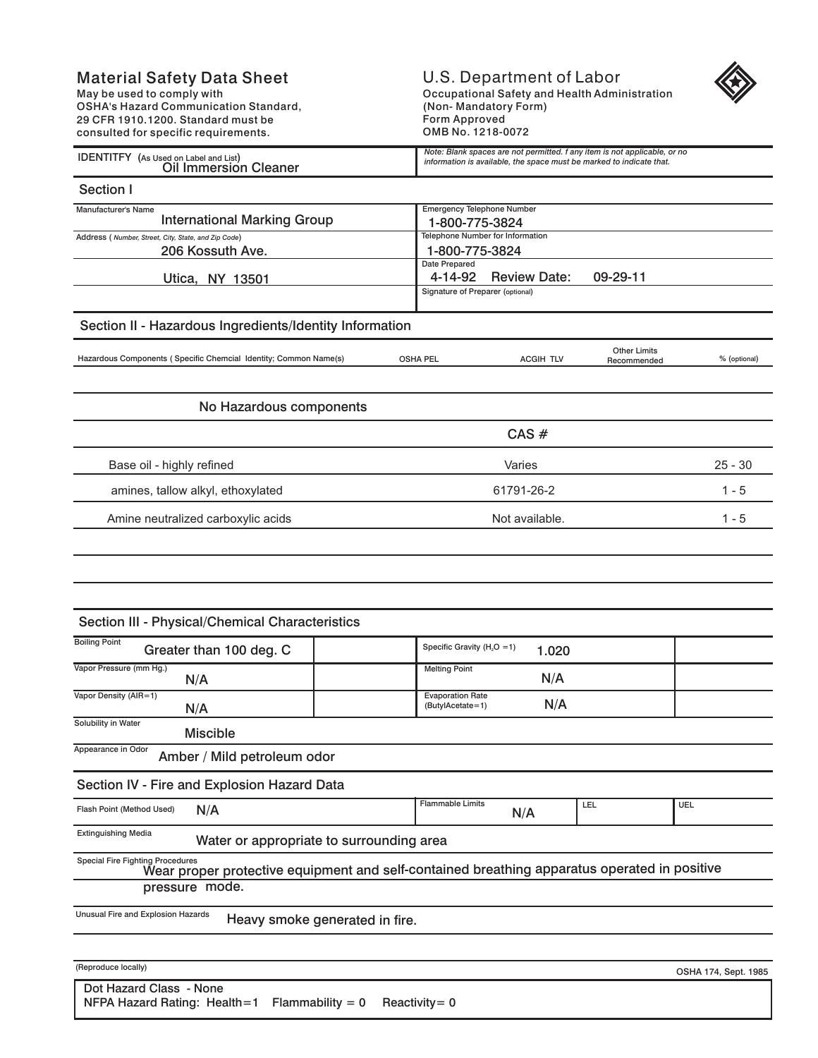# Material Safety Data Sheet

May be used to comply with OSHA's Hazard Communication Standard, 29 CFR 1910.1200. Standard must be consulted for specific requirements.

**U.S. Department of Labor**
Occupational Safety and Health Administration
(Non- Mandatory Form)
Form Approved
OMB No. 1218-0072

IDENTITFY (As Used on Label and List) Oil Immersion Cleaner

*Note: Blank spaces are not permitted. f any item is not applicable, or no information is available, the space must be marked to indicate that.*

## Section I

| Manufacturer's Name | Emergency Telephone Number |
|---|---|
| International Marking Group | 1-800-775-3824 |
| **Address (Number, Street, City, State, and Zip Code)** | **Telephone Number for Information** |
| 206 Kossuth Ave. | 1-800-775-3824 |
| Utica, NY 13501 | **Date Prepared** 4-14-92 Review Date: 09-29-11 |
| | **Signature of Preparer (optional)** |

## Section II - Hazardous Ingredients/Identity Information

| Hazardous Components ( Specific Chemcial Identity; Common Name(s) | OSHA PEL | ACGIH TLV | Other Limits Recommended | % (optional) |
|---|---|---|---|---|
| No Hazardous components | | | | |
| | | CAS # | | |
| Base oil - highly refined | | Varies | | 25 - 30 |
| amines, tallow alkyl, ethoxylated | | 61791-26-2 | | 1 - 5 |
| Amine neutralized carboxylic acids | | Not available. | | 1 - 5 |

## Section III - Physical/Chemical Characteristics

| | | | |
|---|---|---|---|
| Boiling Point | Greater than 100 deg. C | Specific Gravity ($H_2O$ =1) | 1.020 |
| Vapor Pressure (mm Hg.) | N/A | Melting Point | N/A |
| Vapor Density (AIR=1) | N/A | Evaporation Rate (ButylAcetate=1) | N/A |

Solubility in Water: Miscible

Appearance in Odor: Amber / Mild petroleum odor

## Section IV - Fire and Explosion Hazard Data

| Flash Point (Method Used) | Flammable Limits | LEL | UEL |
|---|---|---|---|
| N/A | N/A | | |

Extinguishing Media: Water or appropriate to surrounding area

Special Fire Fighting Procedures: Wear proper protective equipment and self-contained breathing apparatus operated in positive pressure mode.

Unusual Fire and Explosion Hazards: Heavy smoke generated in fire.

(Reproduce locally) OSHA 174, Sept. 1985

Dot Hazard Class - None
NFPA Hazard Rating: Health=1 Flammability = 0 Reactivity= 0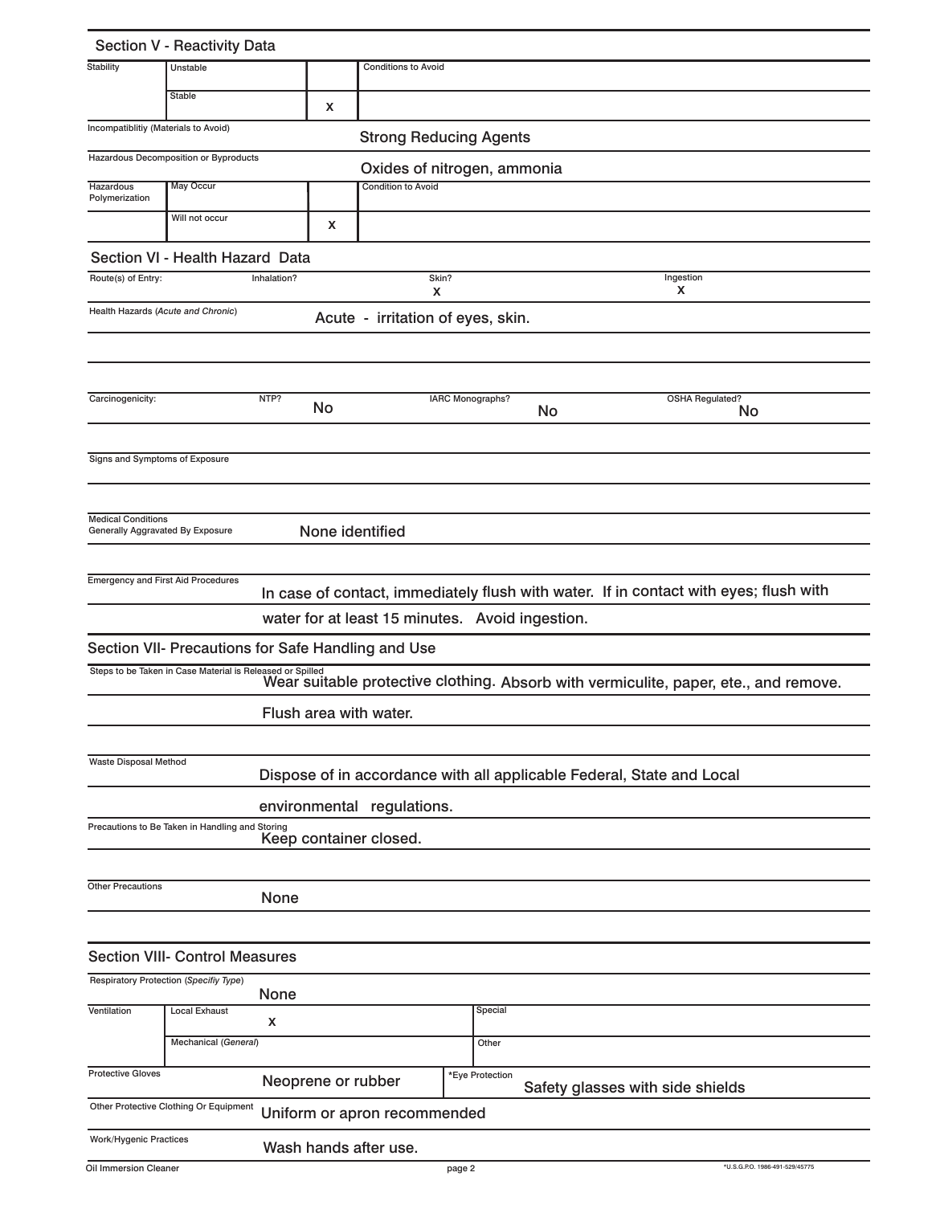## Section V - Reactivity Data

| | | | |
|---|---|---|---|
| Stability | Unstable | | Conditions to Avoid |
| | Stable | X | |
| Incompatiblitiy (Materials to Avoid) | | | Strong Reducing Agents |
| Hazardous Decomposition or Byproducts | | | Oxides of nitrogen, ammonia |
| Hazardous Polymerization | May Occur | | Condition to Avoid |
| | Will not occur | X | |

## Section VI - Health Hazard Data

| | | | |
|---|---|---|---|
| Route(s) of Entry: | Inhalation? | Skin? X | Ingestion X |

Health Hazards (*Acute and Chronic*): Acute - irritation of eyes, skin.

| | | | |
|---|---|---|---|
| Carcinogenicity: | NTP? No | IARC Monographs? No | OSHA Regulated? No |

Signs and Symptoms of Exposure:

Medical Conditions Generally Aggravated By Exposure: None identified

Emergency and First Aid Procedures: In case of contact, immediately flush with water. If in contact with eyes; flush with water for at least 15 minutes. Avoid ingestion.

## Section VII- Precautions for Safe Handling and Use

Steps to be Taken in Case Material is Released or Spilled: Wear suitable protective clothing. Absorb with vermiculite, paper, ete., and remove. Flush area with water.

Waste Disposal Method: Dispose of in accordance with all applicable Federal, State and Local environmental regulations.

Precautions to Be Taken in Handling and Storing: Keep container closed.

Other Precautions: None

## Section VIII- Control Measures

Respiratory Protection (*Specifiy Type*): None

| | | | |
|---|---|---|---|
| Ventilation | Local Exhaust X | Special | |
| | Mechanical (*General*) | Other | |
| Protective Gloves | Neoprene or rubber | *Eye Protection | Safety glasses with side shields |

Other Protective Clothing Or Equipment: Uniform or apron recommended

Work/Hygenic Practices: Wash hands after use.

Oil Immersion Cleaner

*U.S.G.P.O. 1986-491-529/45775